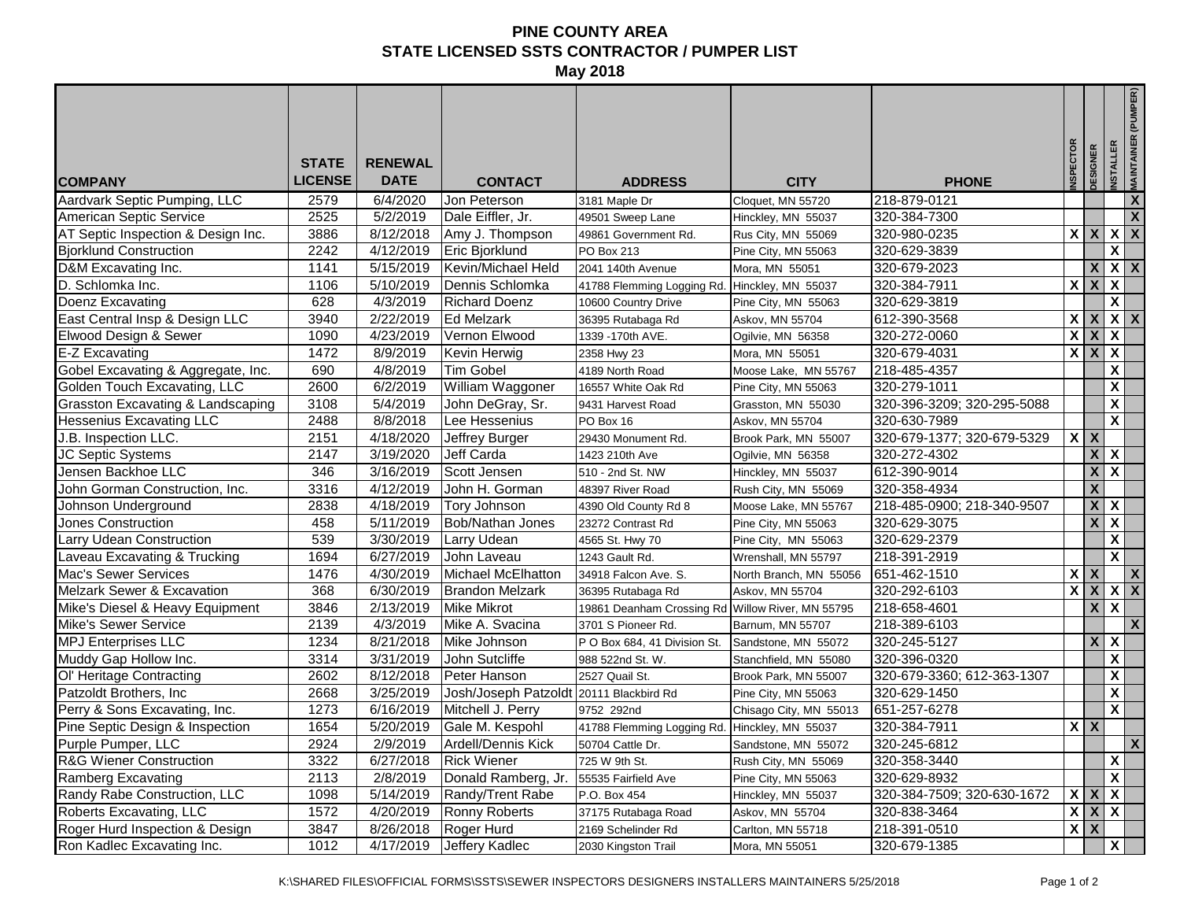# PINE COUNTY AREA
## STATE LICENSED SSTS CONTRACTOR / PUMPER LIST
### May 2018

| COMPANY | STATE LICENSE | RENEWAL DATE | CONTACT | ADDRESS | CITY | PHONE | INSPECTOR | DESIGNER | INSTALLER | MAINTAINER (PUMPER) |
|---|---|---|---|---|---|---|---|---|---|---|
| Aardvark Septic Pumping, LLC | 2579 | 6/4/2020 | Jon Peterson | 3181 Maple Dr | Cloquet, MN 55720 | 218-879-0121 | | | | X |
| American Septic Service | 2525 | 5/2/2019 | Dale Eiffler, Jr. | 49501 Sweep Lane | Hinckley, MN 55037 | 320-384-7300 | | | | X |
| AT Septic Inspection & Design Inc. | 3886 | 8/12/2018 | Amy J. Thompson | 49861 Government Rd. | Rus City, MN 55069 | 320-980-0235 | X | X | X | X |
| Bjorklund Construction | 2242 | 4/12/2019 | Eric Bjorklund | PO Box 213 | Pine City, MN 55063 | 320-629-3839 | | | X | |
| D&M Excavating Inc. | 1141 | 5/15/2019 | Kevin/Michael Held | 2041 140th Avenue | Mora, MN 55051 | 320-679-2023 | | X | X | X |
| D. Schlomka Inc. | 1106 | 5/10/2019 | Dennis Schlomka | 41788 Flemming Logging Rd. | Hinckley, MN 55037 | 320-384-7911 | X | X | X | |
| Doenz Excavating | 628 | 4/3/2019 | Richard Doenz | 10600 Country Drive | Pine City, MN 55063 | 320-629-3819 | | | X | |
| East Central Insp & Design LLC | 3940 | 2/22/2019 | Ed Melzark | 36395 Rutabaga Rd | Askov, MN 55704 | 612-390-3568 | X | X | X | X |
| Elwood Design & Sewer | 1090 | 4/23/2019 | Vernon Elwood | 1339 -170th AVE. | Ogilvie, MN 56358 | 320-272-0060 | X | X | X | |
| E-Z Excavating | 1472 | 8/9/2019 | Kevin Herwig | 2358 Hwy 23 | Mora, MN 55051 | 320-679-4031 | X | X | X | |
| Gobel Excavating & Aggregate, Inc. | 690 | 4/8/2019 | Tim Gobel | 4189 North Road | Moose Lake, MN 55767 | 218-485-4357 | | | X | |
| Golden Touch Excavating, LLC | 2600 | 6/2/2019 | William Waggoner | 16557 White Oak Rd | Pine City, MN 55063 | 320-279-1011 | | | X | |
| Grasston Excavating & Landscaping | 3108 | 5/4/2019 | John DeGray, Sr. | 9431 Harvest Road | Grasston, MN 55030 | 320-396-3209; 320-295-5088 | | | X | |
| Hessenius Excavating LLC | 2488 | 8/8/2018 | Lee Hessenius | PO Box 16 | Askov, MN 55704 | 320-630-7989 | | | X | |
| J.B. Inspection LLC. | 2151 | 4/18/2020 | Jeffrey Burger | 29430 Monument Rd. | Brook Park, MN 55007 | 320-679-1377; 320-679-5329 | X | X | | |
| JC Septic Systems | 2147 | 3/19/2020 | Jeff Carda | 1423 210th Ave | Ogilvie, MN 56358 | 320-272-4302 | | X | X | |
| Jensen Backhoe LLC | 346 | 3/16/2019 | Scott Jensen | 510 - 2nd St. NW | Hinckley, MN 55037 | 612-390-9014 | | X | X | |
| John Gorman Construction, Inc. | 3316 | 4/12/2019 | John H. Gorman | 48397 River Road | Rush City, MN 55069 | 320-358-4934 | | X | | |
| Johnson Underground | 2838 | 4/18/2019 | Tory Johnson | 4390 Old County Rd 8 | Moose Lake, MN 55767 | 218-485-0900; 218-340-9507 | | X | X | |
| Jones Construction | 458 | 5/11/2019 | Bob/Nathan Jones | 23272 Contrast Rd | Pine City, MN 55063 | 320-629-3075 | | X | X | |
| Larry Udean Construction | 539 | 3/30/2019 | Larry Udean | 4565 St. Hwy 70 | Pine City, MN 55063 | 320-629-2379 | | | X | |
| Laveau Excavating & Trucking | 1694 | 6/27/2019 | John Laveau | 1243 Gault Rd. | Wrenshall, MN 55797 | 218-391-2919 | | | X | |
| Mac's Sewer Services | 1476 | 4/30/2019 | Michael McElhatton | 34918 Falcon Ave. S. | North Branch, MN 55056 | 651-462-1510 | X | X | | X |
| Melzark Sewer & Excavation | 368 | 6/30/2019 | Brandon Melzark | 36395 Rutabaga Rd | Askov, MN 55704 | 320-292-6103 | X | X | X | X |
| Mike's Diesel & Heavy Equipment | 3846 | 2/13/2019 | Mike Mikrot | 19861 Deanham Crossing Rd | Willow River, MN 55795 | 218-658-4601 | | X | X | |
| Mike's Sewer Service | 2139 | 4/3/2019 | Mike A. Svacina | 3701 S Pioneer Rd. | Barnum, MN 55707 | 218-389-6103 | | | | X |
| MPJ Enterprises LLC | 1234 | 8/21/2018 | Mike Johnson | P O Box 684, 41 Division St. | Sandstone, MN 55072 | 320-245-5127 | | X | X | |
| Muddy Gap Hollow Inc. | 3314 | 3/31/2019 | John Sutcliffe | 988 522nd St. W. | Stanchfield, MN 55080 | 320-396-0320 | | | X | |
| Ol' Heritage Contracting | 2602 | 8/12/2018 | Peter Hanson | 2527 Quail St. | Brook Park, MN 55007 | 320-679-3360; 612-363-1307 | | | X | |
| Patzoldt Brothers, Inc | 2668 | 3/25/2019 | Josh/Joseph Patzoldt | 20111 Blackbird Rd | Pine City, MN 55063 | 320-629-1450 | | | X | |
| Perry & Sons Excavating, Inc. | 1273 | 6/16/2019 | Mitchell J. Perry | 9752 292nd | Chisago City, MN 55013 | 651-257-6278 | | | X | |
| Pine Septic Design & Inspection | 1654 | 5/20/2019 | Gale M. Kespohl | 41788 Flemming Logging Rd. | Hinckley, MN 55037 | 320-384-7911 | X | X | | |
| Purple Pumper, LLC | 2924 | 2/9/2019 | Ardell/Dennis Kick | 50704 Cattle Dr. | Sandstone, MN 55072 | 320-245-6812 | | | | X |
| R&G Wiener Construction | 3322 | 6/27/2018 | Rick Wiener | 725 W 9th St. | Rush City, MN 55069 | 320-358-3440 | | | X | |
| Ramberg Excavating | 2113 | 2/8/2019 | Donald Ramberg, Jr. | 55535 Fairfield Ave | Pine City, MN 55063 | 320-629-8932 | | | X | |
| Randy Rabe Construction, LLC | 1098 | 5/14/2019 | Randy/Trent Rabe | P.O. Box 454 | Hinckley, MN 55037 | 320-384-7509; 320-630-1672 | X | X | X | |
| Roberts Excavating, LLC | 1572 | 4/20/2019 | Ronny Roberts | 37175 Rutabaga Road | Askov, MN 55704 | 320-838-3464 | X | X | X | |
| Roger Hurd Inspection & Design | 3847 | 8/26/2018 | Roger Hurd | 2169 Schelinder Rd | Carlton, MN 55718 | 218-391-0510 | X | X | | |
| Ron Kadlec Excavating Inc. | 1012 | 4/17/2019 | Jeffery Kadlec | 2030 Kingston Trail | Mora, MN 55051 | 320-679-1385 | | | X | |

K:\SHARED FILES\OFFICIAL FORMS\SSTS\SEWER INSPECTORS DESIGNERS INSTALLERS MAINTAINERS 5/25/2018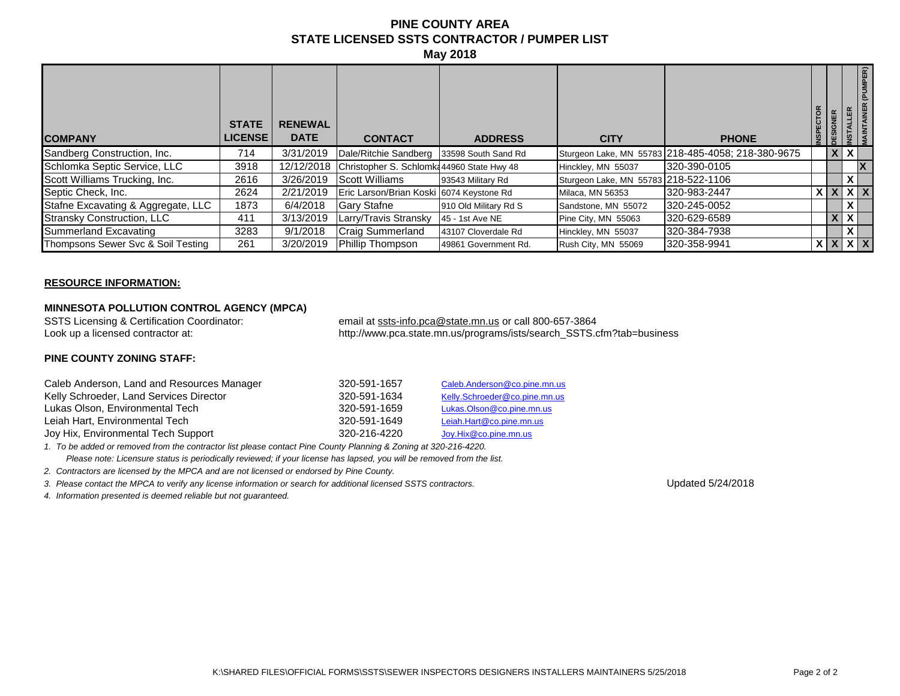# PINE COUNTY AREA
## STATE LICENSED SSTS CONTRACTOR / PUMPER LIST
### May 2018

| COMPANY | STATE LICENSE | RENEWAL DATE | CONTACT | ADDRESS | CITY | PHONE | INSPECTOR | DESIGNER | INSTALLER | MAINTAINER (PUMPER) |
|---|---|---|---|---|---|---|---|---|---|---|
| Sandberg Construction, Inc. | 714 | 3/31/2019 | Dale/Ritchie Sandberg | 33598 South Sand Rd | Sturgeon Lake, MN 55783 | 218-485-4058; 218-380-9675 | | X | X | |
| Schlomka Septic Service, LLC | 3918 | 12/12/2018 | Christopher S. Schlomka | 44960 State Hwy 48 | Hinckley, MN 55037 | 320-390-0105 | | | | X |
| Scott Williams Trucking, Inc. | 2616 | 3/26/2019 | Scott Williams | 93543 Military Rd | Sturgeon Lake, MN 55783 | 218-522-1106 | | | X | |
| Septic Check, Inc. | 2624 | 2/21/2019 | Eric Larson/Brian Koski | 6074 Keystone Rd | Milaca, MN 56353 | 320-983-2447 | X | X | X | X |
| Stafne Excavating & Aggregate, LLC | 1873 | 6/4/2018 | Gary Stafne | 910 Old Military Rd S | Sandstone, MN 55072 | 320-245-0052 | | | X | |
| Stransky Construction, LLC | 411 | 3/13/2019 | Larry/Travis Stransky | 45 - 1st Ave NE | Pine City, MN 55063 | 320-629-6589 | | X | X | |
| Summerland Excavating | 3283 | 9/1/2018 | Craig Summerland | 43107 Cloverdale Rd | Hinckley, MN 55037 | 320-384-7938 | | | X | |
| Thompsons Sewer Svc & Soil Testing | 261 | 3/20/2019 | Phillip Thompson | 49861 Government Rd. | Rush City, MN 55069 | 320-358-9941 | X | X | X | X |

**RESOURCE INFORMATION:**

**MINNESOTA POLLUTION CONTROL AGENCY (MPCA)**

SSTS Licensing & Certification Coordinator: email at ssts-info.pca@state.mn.us or call 800-657-3864

Look up a licensed contractor at: http://www.pca.state.mn.us/programs/ists/search_SSTS.cfm?tab=business

**PINE COUNTY ZONING STAFF:**

| | | |
|---|---|---|
| Caleb Anderson, Land and Resources Manager | 320-591-1657 | Caleb.Anderson@co.pine.mn.us |
| Kelly Schroeder, Land Services Director | 320-591-1634 | Kelly.Schroeder@co.pine.mn.us |
| Lukas Olson, Environmental Tech | 320-591-1659 | Lukas.Olson@co.pine.mn.us |
| Leiah Hart, Environmental Tech | 320-591-1649 | Leiah.Hart@co.pine.mn.us |
| Joy Hix, Environmental Tech Support | 320-216-4220 | Joy.Hix@co.pine.mn.us |

*1. To be added or removed from the contractor list please contact Pine County Planning & Zoning at 320-216-4220.*
*Please note: Licensure status is periodically reviewed; if your license has lapsed, you will be removed from the list.*

*2. Contractors are licensed by the MPCA and are not licensed or endorsed by Pine County.*

*3. Please contact the MPCA to verify any license information or search for additional licensed SSTS contractors.*

Updated 5/24/2018

*4. Information presented is deemed reliable but not guaranteed.*